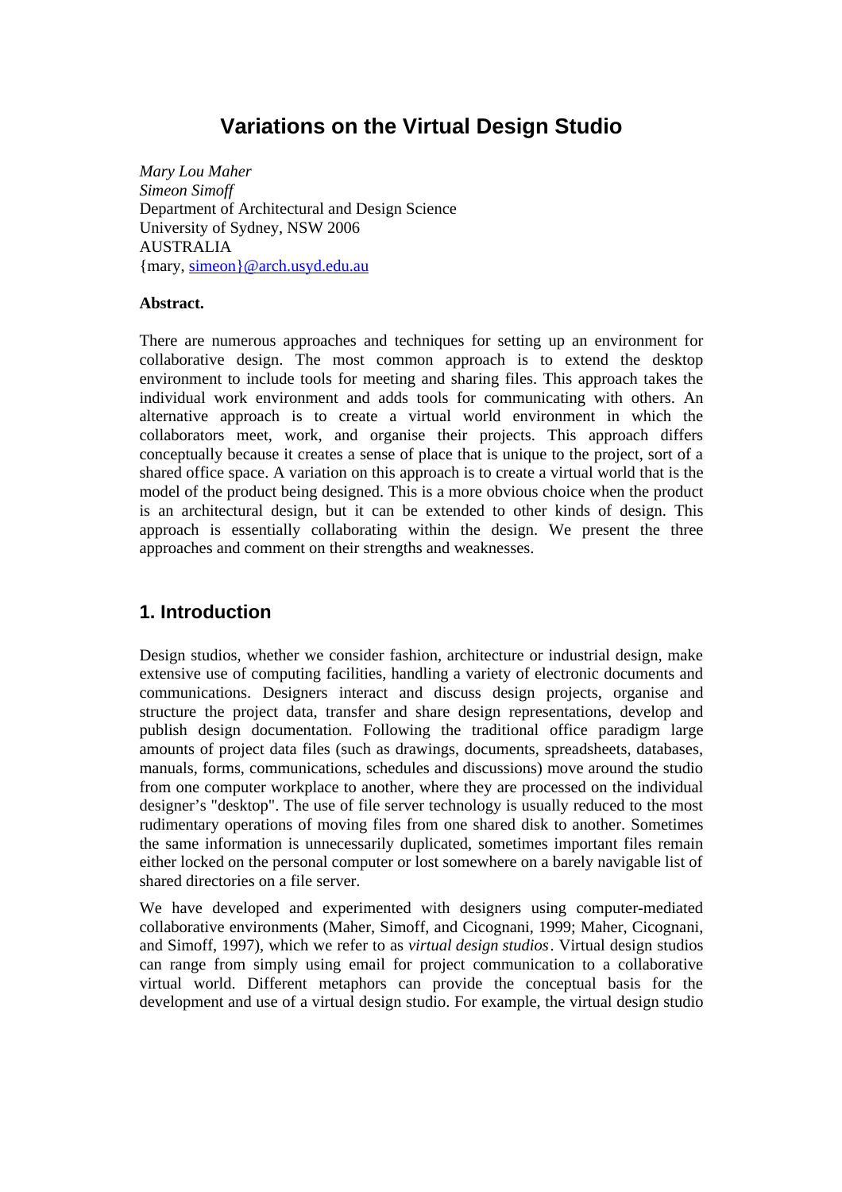# Variations on the Virtual Design Studio

*Mary Lou Maher*
*Simeon Simoff*
Department of Architectural and Design Science
University of Sydney, NSW 2006
AUSTRALIA
{mary, simeon}@arch.usyd.edu.au

**Abstract.**

There are numerous approaches and techniques for setting up an environment for collaborative design. The most common approach is to extend the desktop environment to include tools for meeting and sharing files. This approach takes the individual work environment and adds tools for communicating with others. An alternative approach is to create a virtual world environment in which the collaborators meet, work, and organise their projects. This approach differs conceptually because it creates a sense of place that is unique to the project, sort of a shared office space. A variation on this approach is to create a virtual world that is the model of the product being designed. This is a more obvious choice when the product is an architectural design, but it can be extended to other kinds of design. This approach is essentially collaborating within the design. We present the three approaches and comment on their strengths and weaknesses.

## 1. Introduction

Design studios, whether we consider fashion, architecture or industrial design, make extensive use of computing facilities, handling a variety of electronic documents and communications. Designers interact and discuss design projects, organise and structure the project data, transfer and share design representations, develop and publish design documentation. Following the traditional office paradigm large amounts of project data files (such as drawings, documents, spreadsheets, databases, manuals, forms, communications, schedules and discussions) move around the studio from one computer workplace to another, where they are processed on the individual designer's "desktop". The use of file server technology is usually reduced to the most rudimentary operations of moving files from one shared disk to another. Sometimes the same information is unnecessarily duplicated, sometimes important files remain either locked on the personal computer or lost somewhere on a barely navigable list of shared directories on a file server.

We have developed and experimented with designers using computer-mediated collaborative environments (Maher, Simoff, and Cicognani, 1999; Maher, Cicognani, and Simoff, 1997), which we refer to as *virtual design studios*. Virtual design studios can range from simply using email for project communication to a collaborative virtual world. Different metaphors can provide the conceptual basis for the development and use of a virtual design studio. For example, the virtual design studio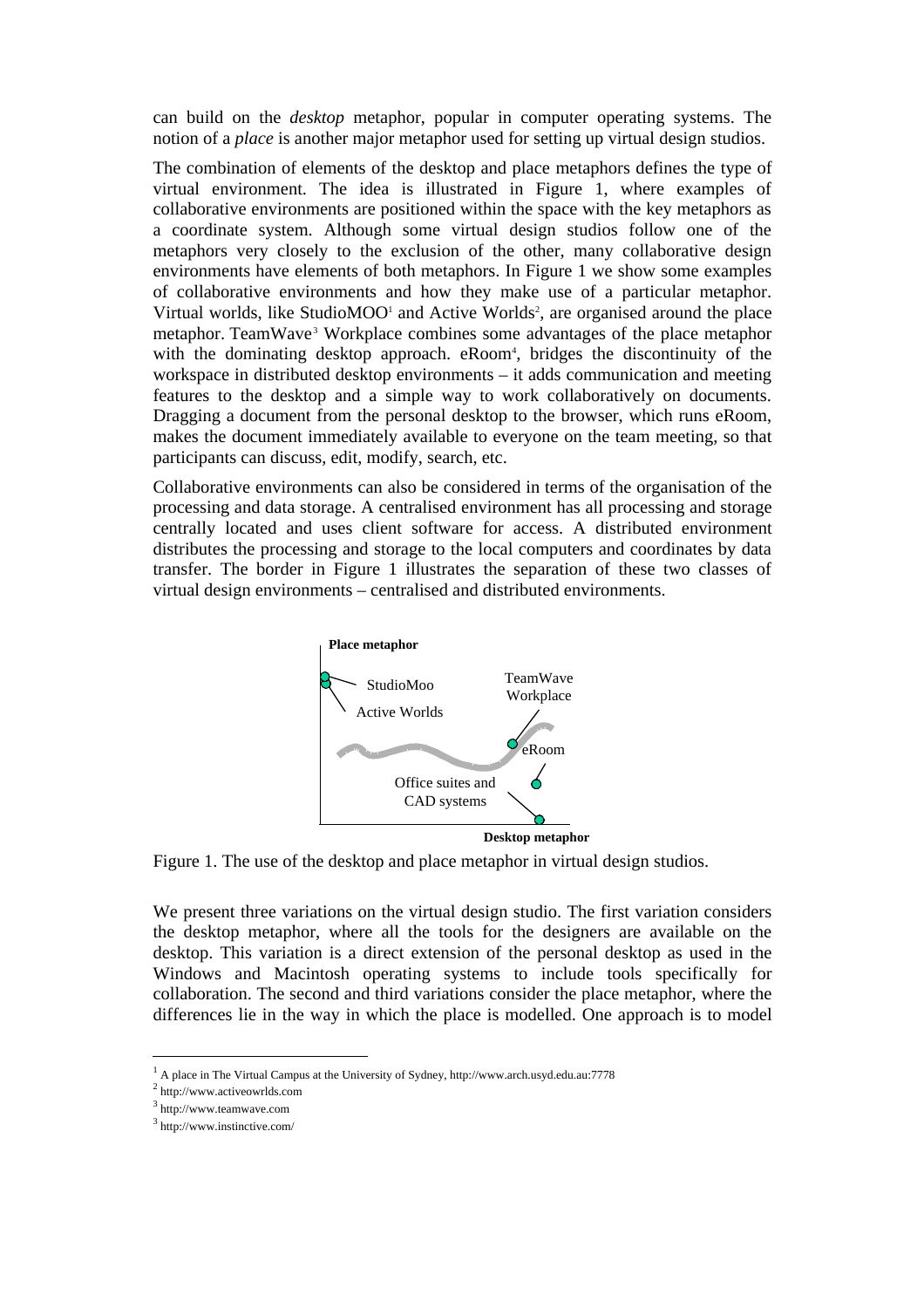can build on the *desktop* metaphor, popular in computer operating systems. The notion of a *place* is another major metaphor used for setting up virtual design studios.

The combination of elements of the desktop and place metaphors defines the type of virtual environment. The idea is illustrated in Figure 1, where examples of collaborative environments are positioned within the space with the key metaphors as a coordinate system. Although some virtual design studios follow one of the metaphors very closely to the exclusion of the other, many collaborative design environments have elements of both metaphors. In Figure 1 we show some examples of collaborative environments and how they make use of a particular metaphor. Virtual worlds, like StudioMOO[1] and Active Worlds[2], are organised around the place metaphor. TeamWave[3] Workplace combines some advantages of the place metaphor with the dominating desktop approach. eRoom[4], bridges the discontinuity of the workspace in distributed desktop environments – it adds communication and meeting features to the desktop and a simple way to work collaboratively on documents. Dragging a document from the personal desktop to the browser, which runs eRoom, makes the document immediately available to everyone on the team meeting, so that participants can discuss, edit, modify, search, etc.

Collaborative environments can also be considered in terms of the organisation of the processing and data storage. A centralised environment has all processing and storage centrally located and uses client software for access. A distributed environment distributes the processing and storage to the local computers and coordinates by data transfer. The border in Figure 1 illustrates the separation of these two classes of virtual design environments – centralised and distributed environments.

Figure 1. The use of the desktop and place metaphor in virtual design studios.

We present three variations on the virtual design studio. The first variation considers the desktop metaphor, where all the tools for the designers are available on the desktop. This variation is a direct extension of the personal desktop as used in the Windows and Macintosh operating systems to include tools specifically for collaboration. The second and third variations consider the place metaphor, where the differences lie in the way in which the place is modelled. One approach is to model

---

[1] A place in The Virtual Campus at the University of Sydney, http://www.arch.usyd.edu.au:7778

[2] http://www.activeowrlds.com

[3] http://www.teamwave.com

[3] http://www.instinctive.com/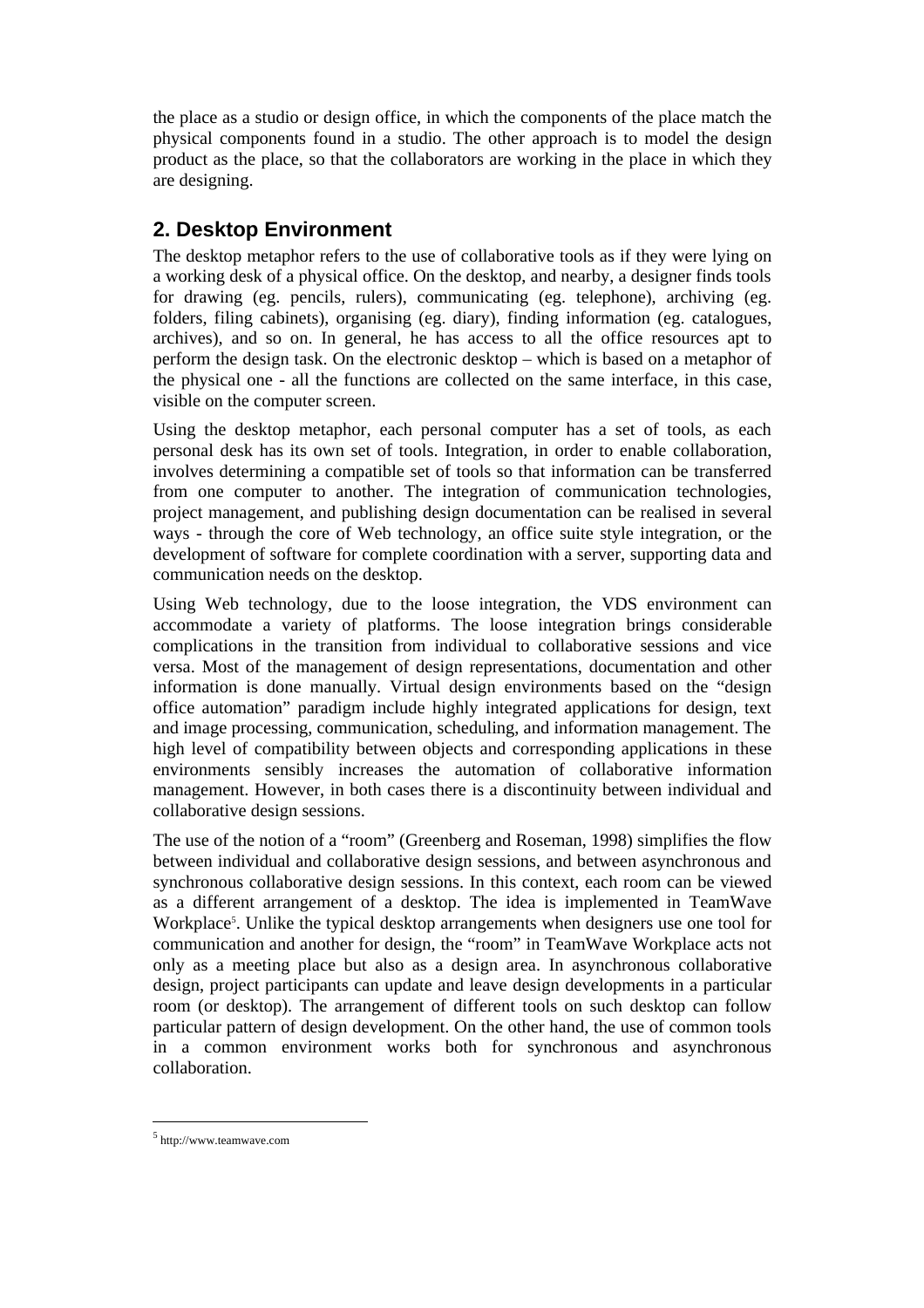the place as a studio or design office, in which the components of the place match the physical components found in a studio. The other approach is to model the design product as the place, so that the collaborators are working in the place in which they are designing.

## 2. Desktop Environment

The desktop metaphor refers to the use of collaborative tools as if they were lying on a working desk of a physical office. On the desktop, and nearby, a designer finds tools for drawing (eg. pencils, rulers), communicating (eg. telephone), archiving (eg. folders, filing cabinets), organising (eg. diary), finding information (eg. catalogues, archives), and so on. In general, he has access to all the office resources apt to perform the design task. On the electronic desktop – which is based on a metaphor of the physical one - all the functions are collected on the same interface, in this case, visible on the computer screen.

Using the desktop metaphor, each personal computer has a set of tools, as each personal desk has its own set of tools. Integration, in order to enable collaboration, involves determining a compatible set of tools so that information can be transferred from one computer to another. The integration of communication technologies, project management, and publishing design documentation can be realised in several ways - through the core of Web technology, an office suite style integration, or the development of software for complete coordination with a server, supporting data and communication needs on the desktop.

Using Web technology, due to the loose integration, the VDS environment can accommodate a variety of platforms. The loose integration brings considerable complications in the transition from individual to collaborative sessions and vice versa. Most of the management of design representations, documentation and other information is done manually. Virtual design environments based on the "design office automation" paradigm include highly integrated applications for design, text and image processing, communication, scheduling, and information management. The high level of compatibility between objects and corresponding applications in these environments sensibly increases the automation of collaborative information management. However, in both cases there is a discontinuity between individual and collaborative design sessions.

The use of the notion of a "room" (Greenberg and Roseman, 1998) simplifies the flow between individual and collaborative design sessions, and between asynchronous and synchronous collaborative design sessions. In this context, each room can be viewed as a different arrangement of a desktop. The idea is implemented in TeamWave Workplace[5]. Unlike the typical desktop arrangements when designers use one tool for communication and another for design, the "room" in TeamWave Workplace acts not only as a meeting place but also as a design area. In asynchronous collaborative design, project participants can update and leave design developments in a particular room (or desktop). The arrangement of different tools on such desktop can follow particular pattern of design development. On the other hand, the use of common tools in a common environment works both for synchronous and asynchronous collaboration.

[5] http://www.teamwave.com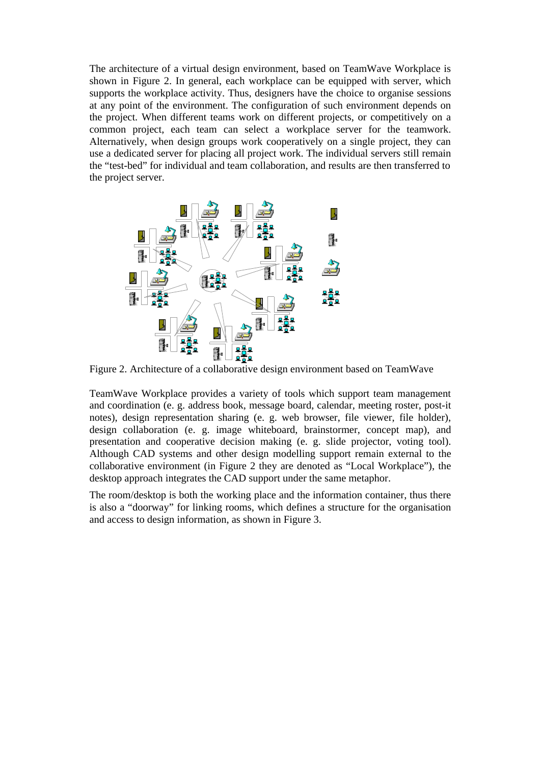The architecture of a virtual design environment, based on TeamWave Workplace is shown in Figure 2. In general, each workplace can be equipped with server, which supports the workplace activity. Thus, designers have the choice to organise sessions at any point of the environment. The configuration of such environment depends on the project. When different teams work on different projects, or competitively on a common project, each team can select a workplace server for the teamwork. Alternatively, when design groups work cooperatively on a single project, they can use a dedicated server for placing all project work. The individual servers still remain the "test-bed" for individual and team collaboration, and results are then transferred to the project server.

Figure 2. Architecture of a collaborative design environment based on TeamWave

TeamWave Workplace provides a variety of tools which support team management and coordination (e. g. address book, message board, calendar, meeting roster, post-it notes), design representation sharing (e. g. web browser, file viewer, file holder), design collaboration (e. g. image whiteboard, brainstormer, concept map), and presentation and cooperative decision making (e. g. slide projector, voting tool). Although CAD systems and other design modelling support remain external to the collaborative environment (in Figure 2 they are denoted as "Local Workplace"), the desktop approach integrates the CAD support under the same metaphor.

The room/desktop is both the working place and the information container, thus there is also a "doorway" for linking rooms, which defines a structure for the organisation and access to design information, as shown in Figure 3.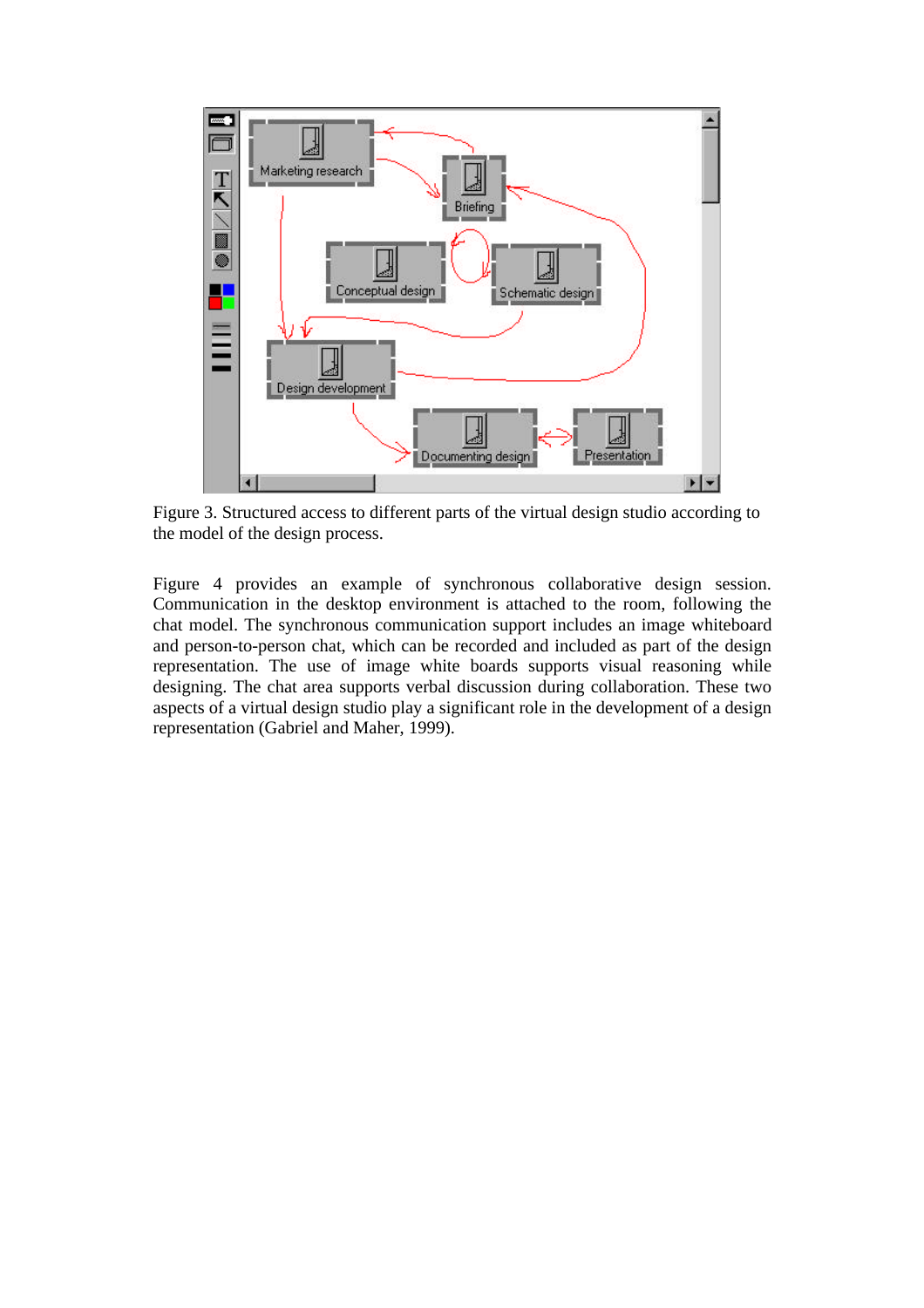Figure 3. Structured access to different parts of the virtual design studio according to the model of the design process.

Figure 4 provides an example of synchronous collaborative design session. Communication in the desktop environment is attached to the room, following the chat model. The synchronous communication support includes an image whiteboard and person-to-person chat, which can be recorded and included as part of the design representation. The use of image white boards supports visual reasoning while designing. The chat area supports verbal discussion during collaboration. These two aspects of a virtual design studio play a significant role in the development of a design representation (Gabriel and Maher, 1999).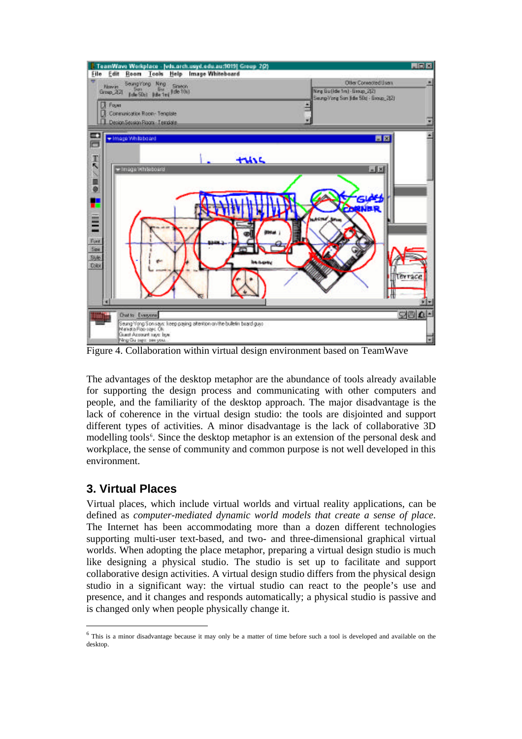Figure 4. Collaboration within virtual design environment based on TeamWave

The advantages of the desktop metaphor are the abundance of tools already available for supporting the design process and communicating with other computers and people, and the familiarity of the desktop approach. The major disadvantage is the lack of coherence in the virtual design studio: the tools are disjointed and support different types of activities. A minor disadvantage is the lack of collaborative 3D modelling tools[6]. Since the desktop metaphor is an extension of the personal desk and workplace, the sense of community and common purpose is not well developed in this environment.

## 3. Virtual Places

Virtual places, which include virtual worlds and virtual reality applications, can be defined as *computer-mediated dynamic world models that create a sense of place*. The Internet has been accommodating more than a dozen different technologies supporting multi-user text-based, and two- and three-dimensional graphical virtual worlds. When adopting the place metaphor, preparing a virtual design studio is much like designing a physical studio. The studio is set up to facilitate and support collaborative design activities. A virtual design studio differs from the physical design studio in a significant way: the virtual studio can react to the people's use and presence, and it changes and responds automatically; a physical studio is passive and is changed only when people physically change it.

---

[6] This is a minor disadvantage because it may only be a matter of time before such a tool is developed and available on the desktop.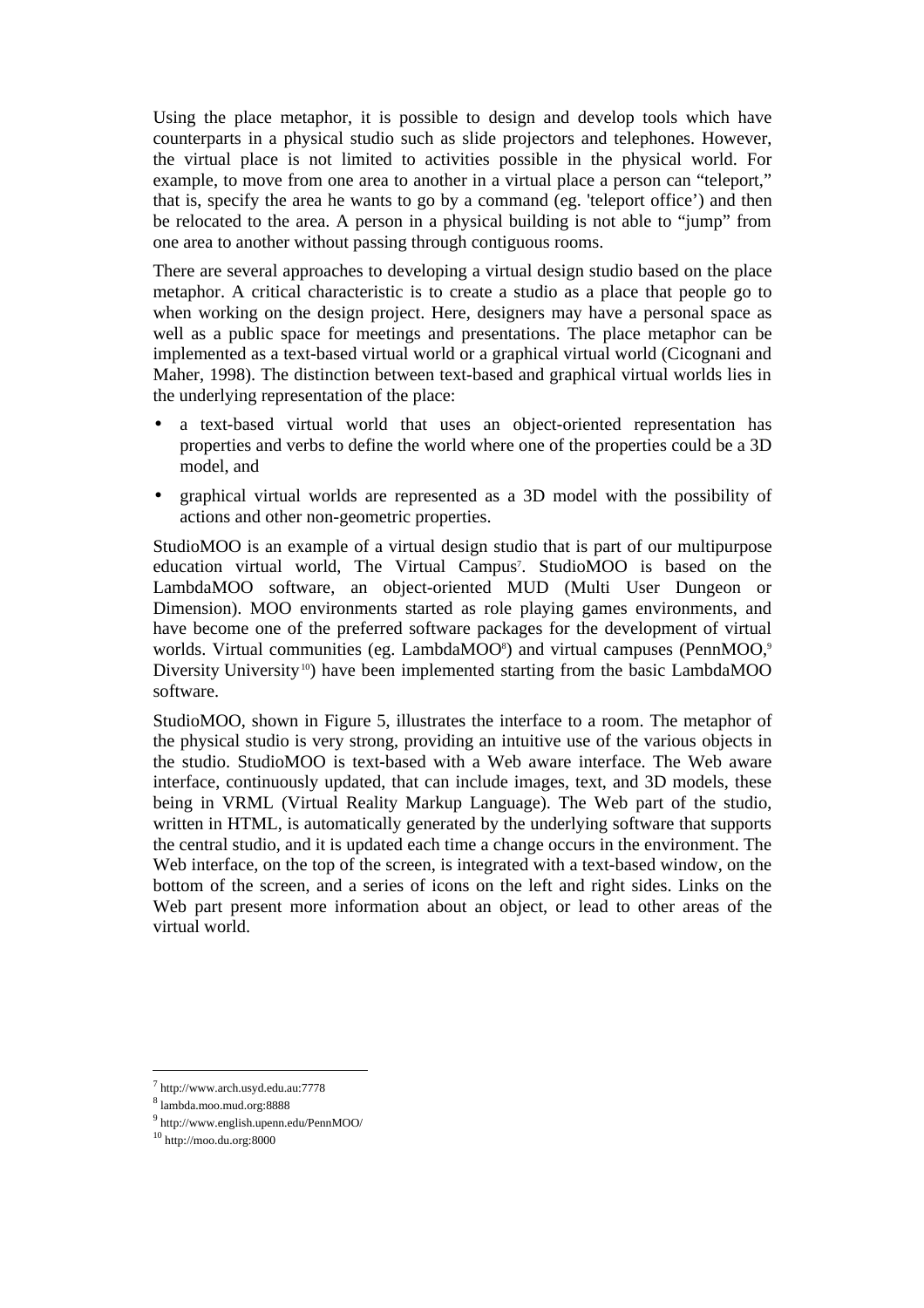Using the place metaphor, it is possible to design and develop tools which have counterparts in a physical studio such as slide projectors and telephones. However, the virtual place is not limited to activities possible in the physical world. For example, to move from one area to another in a virtual place a person can "teleport," that is, specify the area he wants to go by a command (eg. 'teleport office') and then be relocated to the area. A person in a physical building is not able to "jump" from one area to another without passing through contiguous rooms.

There are several approaches to developing a virtual design studio based on the place metaphor. A critical characteristic is to create a studio as a place that people go to when working on the design project. Here, designers may have a personal space as well as a public space for meetings and presentations. The place metaphor can be implemented as a text-based virtual world or a graphical virtual world (Cicognani and Maher, 1998). The distinction between text-based and graphical virtual worlds lies in the underlying representation of the place:

- a text-based virtual world that uses an object-oriented representation has properties and verbs to define the world where one of the properties could be a 3D model, and
- graphical virtual worlds are represented as a 3D model with the possibility of actions and other non-geometric properties.

StudioMOO is an example of a virtual design studio that is part of our multipurpose education virtual world, The Virtual Campus[7]. StudioMOO is based on the LambdaMOO software, an object-oriented MUD (Multi User Dungeon or Dimension). MOO environments started as role playing games environments, and have become one of the preferred software packages for the development of virtual worlds. Virtual communities (eg. LambdaMOO[8]) and virtual campuses (PennMOO,[9] Diversity University[10]) have been implemented starting from the basic LambdaMOO software.

StudioMOO, shown in Figure 5, illustrates the interface to a room. The metaphor of the physical studio is very strong, providing an intuitive use of the various objects in the studio. StudioMOO is text-based with a Web aware interface. The Web aware interface, continuously updated, that can include images, text, and 3D models, these being in VRML (Virtual Reality Markup Language). The Web part of the studio, written in HTML, is automatically generated by the underlying software that supports the central studio, and it is updated each time a change occurs in the environment. The Web interface, on the top of the screen, is integrated with a text-based window, on the bottom of the screen, and a series of icons on the left and right sides. Links on the Web part present more information about an object, or lead to other areas of the virtual world.

[7] http://www.arch.usyd.edu.au:7778

[8] lambda.moo.mud.org:8888

[9] http://www.english.upenn.edu/PennMOO/

[10] http://moo.du.org:8000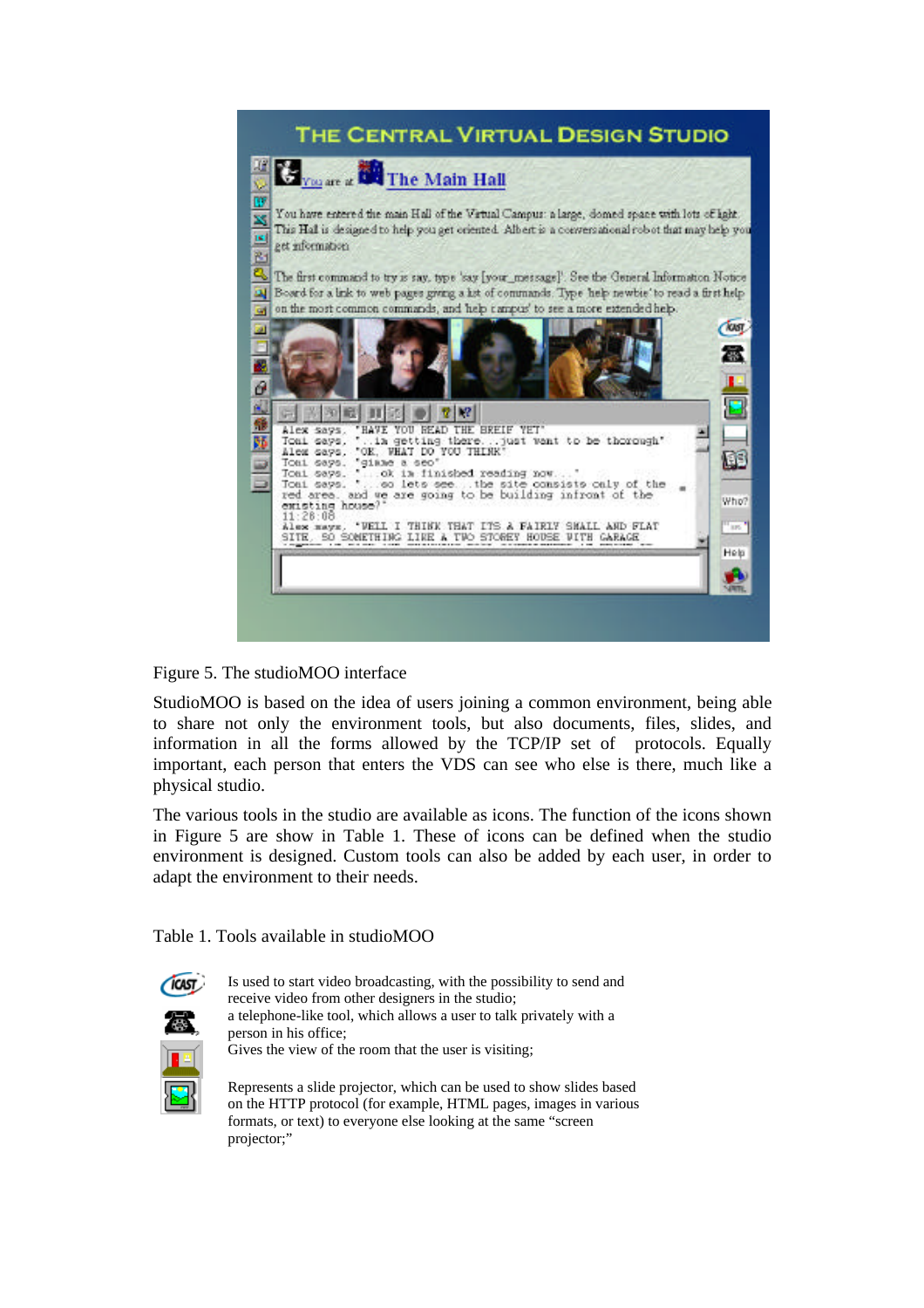Figure 5. The studioMOO interface

StudioMOO is based on the idea of users joining a common environment, being able to share not only the environment tools, but also documents, files, slides, and information in all the forms allowed by the TCP/IP set of protocols. Equally important, each person that enters the VDS can see who else is there, much like a physical studio.

The various tools in the studio are available as icons. The function of the icons shown in Figure 5 are show in Table 1. These of icons can be defined when the studio environment is designed. Custom tools can also be added by each user, in order to adapt the environment to their needs.

Table 1. Tools available in studioMOO

| Icon | Function |
|---|---|
| iCAST | Is used to start video broadcasting, with the possibility to send and receive video from other designers in the studio; |
| Telephone | a telephone-like tool, which allows a user to talk privately with a person in his office; |
| Room | Gives the view of the room that the user is visiting; |
| Slide projector | Represents a slide projector, which can be used to show slides based on the HTTP protocol (for example, HTML pages, images in various formats, or text) to everyone else looking at the same "screen projector;" |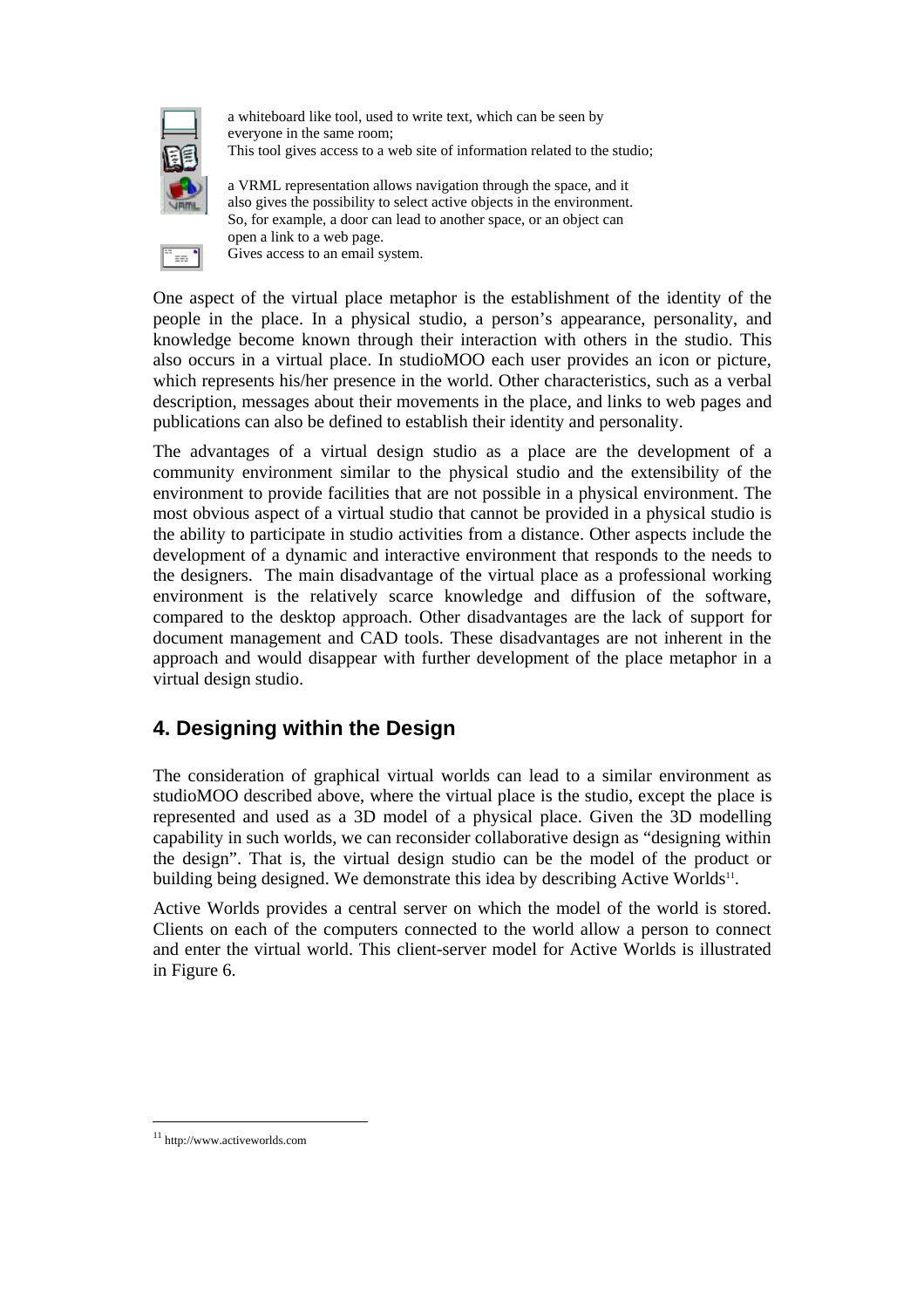a whiteboard like tool, used to write text, which can be seen by everyone in the same room;

This tool gives access to a web site of information related to the studio;

a VRML representation allows navigation through the space, and it also gives the possibility to select active objects in the environment. So, for example, a door can lead to another space, or an object can open a link to a web page.

Gives access to an email system.

One aspect of the virtual place metaphor is the establishment of the identity of the people in the place. In a physical studio, a person's appearance, personality, and knowledge become known through their interaction with others in the studio. This also occurs in a virtual place. In studioMOO each user provides an icon or picture, which represents his/her presence in the world. Other characteristics, such as a verbal description, messages about their movements in the place, and links to web pages and publications can also be defined to establish their identity and personality.

The advantages of a virtual design studio as a place are the development of a community environment similar to the physical studio and the extensibility of the environment to provide facilities that are not possible in a physical environment. The most obvious aspect of a virtual studio that cannot be provided in a physical studio is the ability to participate in studio activities from a distance. Other aspects include the development of a dynamic and interactive environment that responds to the needs to the designers. The main disadvantage of the virtual place as a professional working environment is the relatively scarce knowledge and diffusion of the software, compared to the desktop approach. Other disadvantages are the lack of support for document management and CAD tools. These disadvantages are not inherent in the approach and would disappear with further development of the place metaphor in a virtual design studio.

## 4. Designing within the Design

The consideration of graphical virtual worlds can lead to a similar environment as studioMOO described above, where the virtual place is the studio, except the place is represented and used as a 3D model of a physical place. Given the 3D modelling capability in such worlds, we can reconsider collaborative design as "designing within the design". That is, the virtual design studio can be the model of the product or building being designed. We demonstrate this idea by describing Active Worlds[11].

Active Worlds provides a central server on which the model of the world is stored. Clients on each of the computers connected to the world allow a person to connect and enter the virtual world. This client-server model for Active Worlds is illustrated in Figure 6.

[11] http://www.activeworlds.com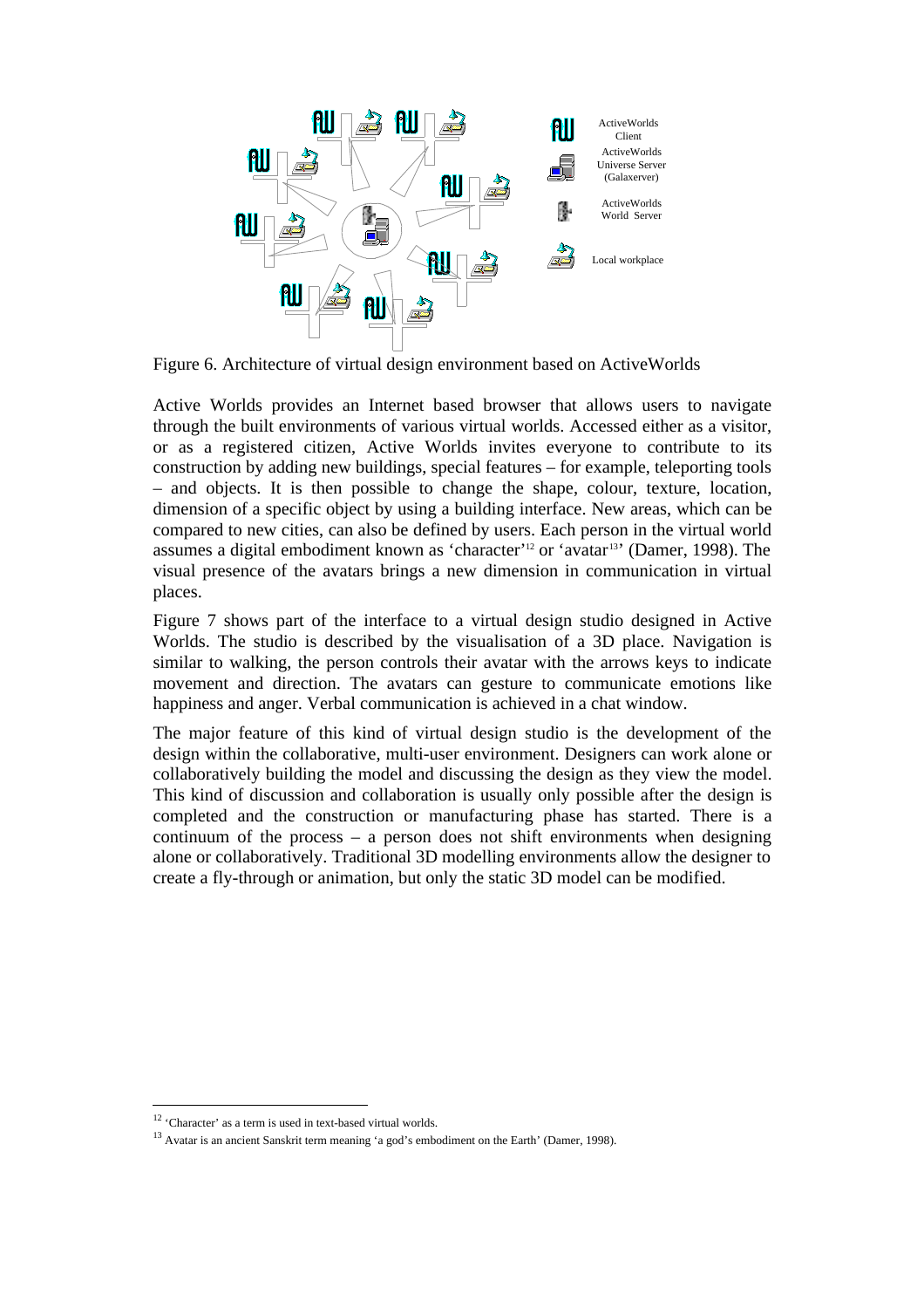ActiveWorlds Client

ActiveWorlds Universe Server (Galaxerver)

ActiveWorlds World Server

Local workplace

Figure 6. Architecture of virtual design environment based on ActiveWorlds

Active Worlds provides an Internet based browser that allows users to navigate through the built environments of various virtual worlds. Accessed either as a visitor, or as a registered citizen, Active Worlds invites everyone to contribute to its construction by adding new buildings, special features – for example, teleporting tools – and objects. It is then possible to change the shape, colour, texture, location, dimension of a specific object by using a building interface. New areas, which can be compared to new cities, can also be defined by users. Each person in the virtual world assumes a digital embodiment known as 'character'[12] or 'avatar[13]' (Damer, 1998). The visual presence of the avatars brings a new dimension in communication in virtual places.

Figure 7 shows part of the interface to a virtual design studio designed in Active Worlds. The studio is described by the visualisation of a 3D place. Navigation is similar to walking, the person controls their avatar with the arrows keys to indicate movement and direction. The avatars can gesture to communicate emotions like happiness and anger. Verbal communication is achieved in a chat window.

The major feature of this kind of virtual design studio is the development of the design within the collaborative, multi-user environment. Designers can work alone or collaboratively building the model and discussing the design as they view the model. This kind of discussion and collaboration is usually only possible after the design is completed and the construction or manufacturing phase has started. There is a continuum of the process – a person does not shift environments when designing alone or collaboratively. Traditional 3D modelling environments allow the designer to create a fly-through or animation, but only the static 3D model can be modified.

[12] 'Character' as a term is used in text-based virtual worlds.

[13] Avatar is an ancient Sanskrit term meaning 'a god's embodiment on the Earth' (Damer, 1998).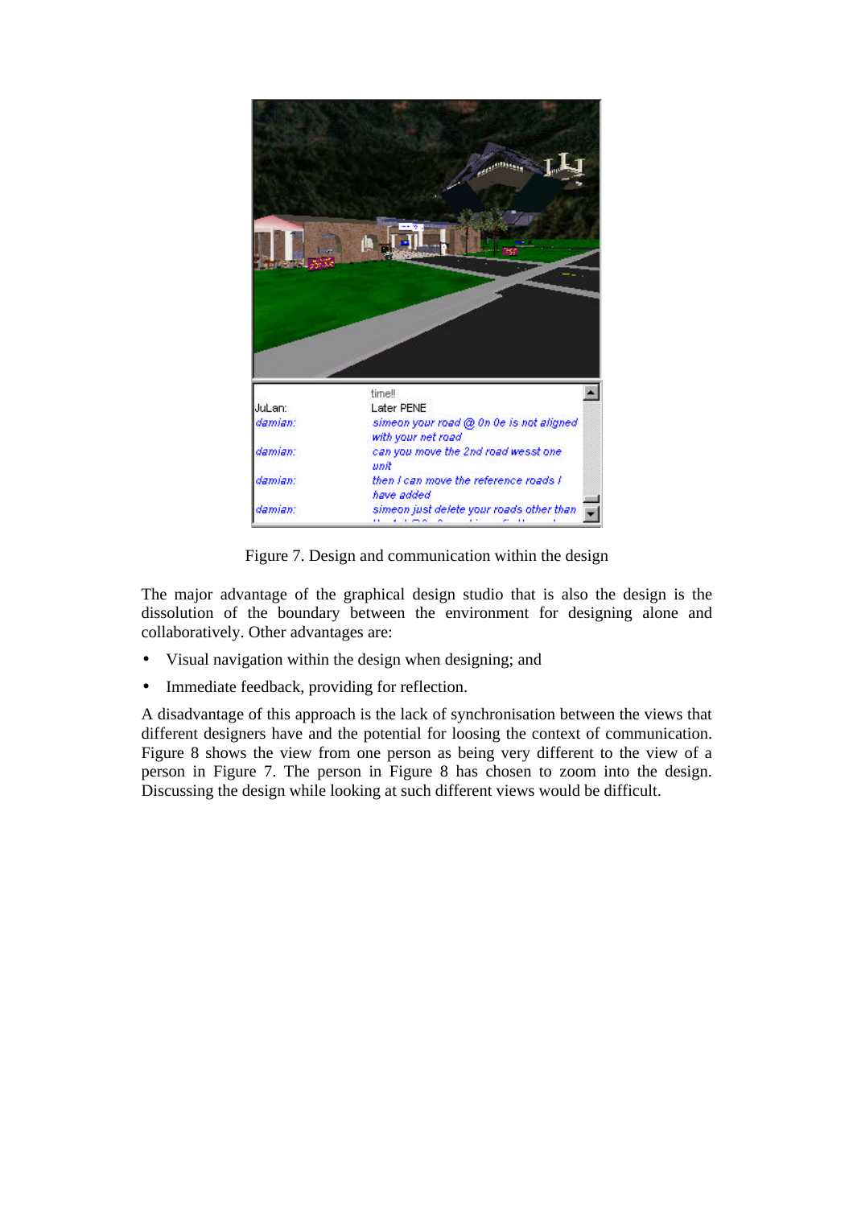Figure 7. Design and communication within the design

The major advantage of the graphical design studio that is also the design is the dissolution of the boundary between the environment for designing alone and collaboratively. Other advantages are:

- Visual navigation within the design when designing; and
- Immediate feedback, providing for reflection.

A disadvantage of this approach is the lack of synchronisation between the views that different designers have and the potential for loosing the context of communication. Figure 8 shows the view from one person as being very different to the view of a person in Figure 7. The person in Figure 8 has chosen to zoom into the design. Discussing the design while looking at such different views would be difficult.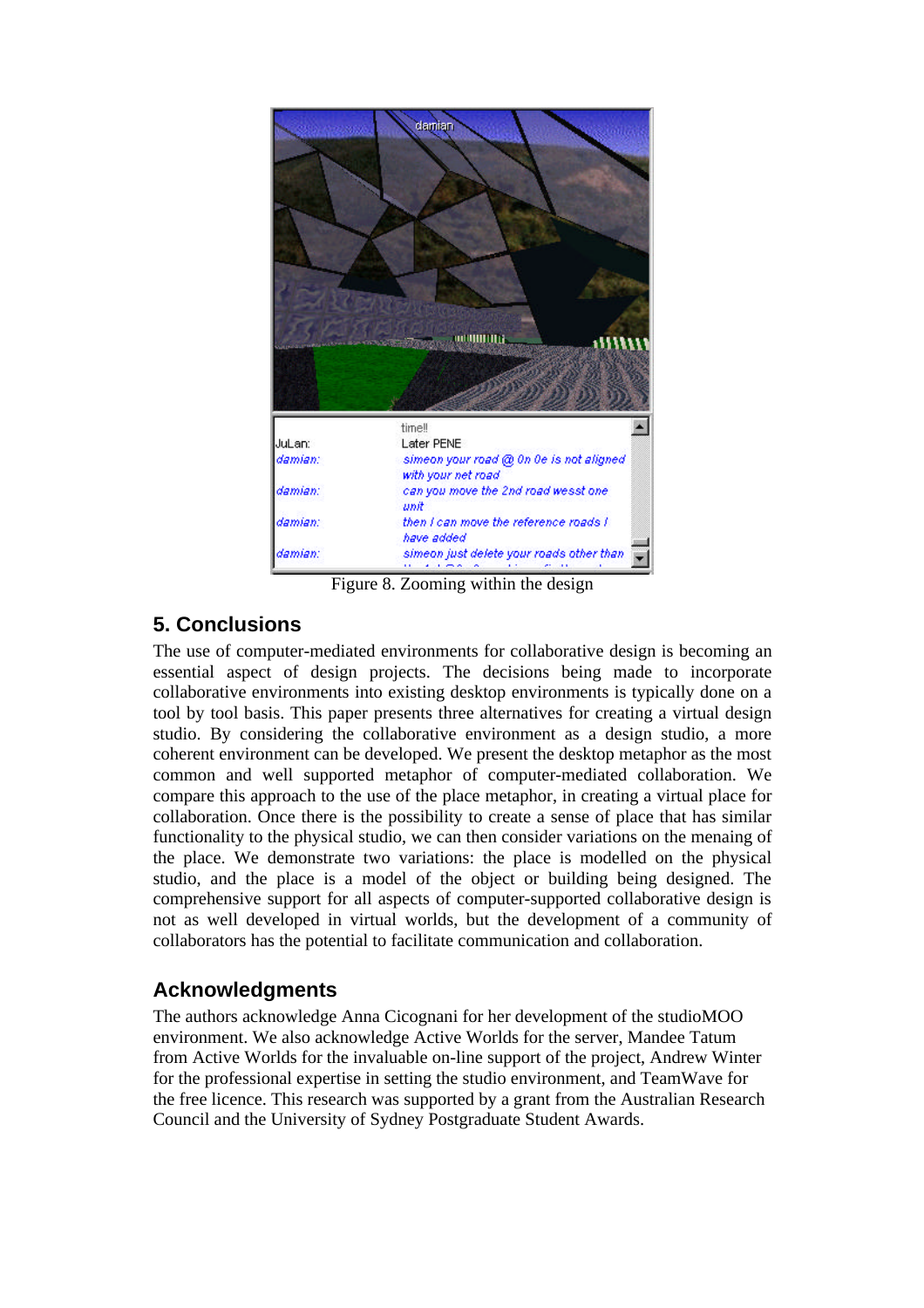Figure 8. Zooming within the design

## 5. Conclusions

The use of computer-mediated environments for collaborative design is becoming an essential aspect of design projects. The decisions being made to incorporate collaborative environments into existing desktop environments is typically done on a tool by tool basis. This paper presents three alternatives for creating a virtual design studio. By considering the collaborative environment as a design studio, a more coherent environment can be developed. We present the desktop metaphor as the most common and well supported metaphor of computer-mediated collaboration. We compare this approach to the use of the place metaphor, in creating a virtual place for collaboration. Once there is the possibility to create a sense of place that has similar functionality to the physical studio, we can then consider variations on the menaing of the place. We demonstrate two variations: the place is modelled on the physical studio, and the place is a model of the object or building being designed. The comprehensive support for all aspects of computer-supported collaborative design is not as well developed in virtual worlds, but the development of a community of collaborators has the potential to facilitate communication and collaboration.

## Acknowledgments

The authors acknowledge Anna Cicognani for her development of the studioMOO environment. We also acknowledge Active Worlds for the server, Mandee Tatum from Active Worlds for the invaluable on-line support of the project, Andrew Winter for the professional expertise in setting the studio environment, and TeamWave for the free licence. This research was supported by a grant from the Australian Research Council and the University of Sydney Postgraduate Student Awards.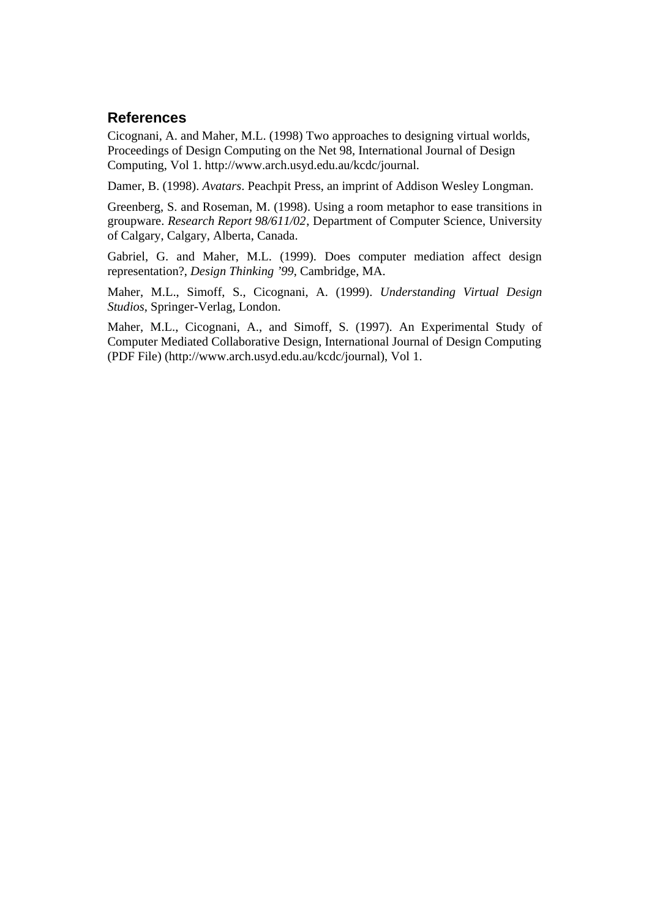## References

Cicognani, A. and Maher, M.L. (1998) Two approaches to designing virtual worlds, Proceedings of Design Computing on the Net 98, International Journal of Design Computing, Vol 1. http://www.arch.usyd.edu.au/kcdc/journal.

Damer, B. (1998). *Avatars*. Peachpit Press, an imprint of Addison Wesley Longman.

Greenberg, S. and Roseman, M. (1998). Using a room metaphor to ease transitions in groupware. *Research Report 98/611/02*, Department of Computer Science, University of Calgary, Calgary, Alberta, Canada.

Gabriel, G. and Maher, M.L. (1999). Does computer mediation affect design representation?, *Design Thinking '99*, Cambridge, MA.

Maher, M.L., Simoff, S., Cicognani, A. (1999). *Understanding Virtual Design Studios*, Springer-Verlag, London.

Maher, M.L., Cicognani, A., and Simoff, S. (1997). An Experimental Study of Computer Mediated Collaborative Design, International Journal of Design Computing (PDF File) (http://www.arch.usyd.edu.au/kcdc/journal), Vol 1.